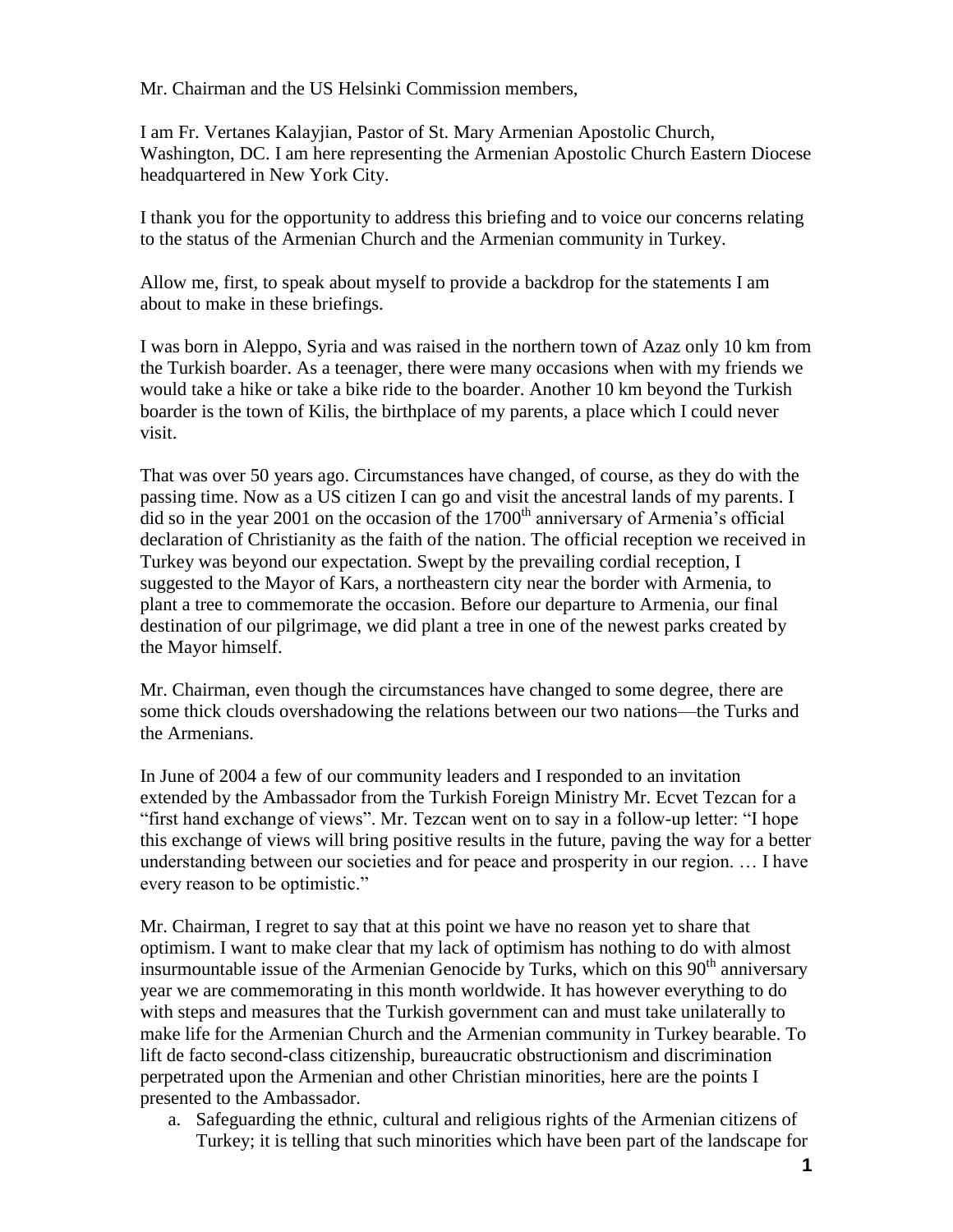Mr. Chairman and the US Helsinki Commission members,

I am Fr. Vertanes Kalayjian, Pastor of St. Mary Armenian Apostolic Church, Washington, DC. I am here representing the Armenian Apostolic Church Eastern Diocese headquartered in New York City.

I thank you for the opportunity to address this briefing and to voice our concerns relating to the status of the Armenian Church and the Armenian community in Turkey.

Allow me, first, to speak about myself to provide a backdrop for the statements I am about to make in these briefings.

I was born in Aleppo, Syria and was raised in the northern town of Azaz only 10 km from the Turkish boarder. As a teenager, there were many occasions when with my friends we would take a hike or take a bike ride to the boarder. Another 10 km beyond the Turkish boarder is the town of Kilis, the birthplace of my parents, a place which I could never visit.

That was over 50 years ago. Circumstances have changed, of course, as they do with the passing time. Now as a US citizen I can go and visit the ancestral lands of my parents. I did so in the year 2001 on the occasion of the 1700th anniversary of Armenia's official declaration of Christianity as the faith of the nation. The official reception we received in Turkey was beyond our expectation. Swept by the prevailing cordial reception, I suggested to the Mayor of Kars, a northeastern city near the border with Armenia, to plant a tree to commemorate the occasion. Before our departure to Armenia, our final destination of our pilgrimage, we did plant a tree in one of the newest parks created by the Mayor himself.

Mr. Chairman, even though the circumstances have changed to some degree, there are some thick clouds overshadowing the relations between our two nations—the Turks and the Armenians.

In June of 2004 a few of our community leaders and I responded to an invitation extended by the Ambassador from the Turkish Foreign Ministry Mr. Ecvet Tezcan for a "first hand exchange of views". Mr. Tezcan went on to say in a follow-up letter: "I hope this exchange of views will bring positive results in the future, paving the way for a better understanding between our societies and for peace and prosperity in our region. … I have every reason to be optimistic."

Mr. Chairman, I regret to say that at this point we have no reason yet to share that optimism. I want to make clear that my lack of optimism has nothing to do with almost insurmountable issue of the Armenian Genocide by Turks, which on this 90th anniversary year we are commemorating in this month worldwide. It has however everything to do with steps and measures that the Turkish government can and must take unilaterally to make life for the Armenian Church and the Armenian community in Turkey bearable. To lift de facto second-class citizenship, bureaucratic obstructionism and discrimination perpetrated upon the Armenian and other Christian minorities, here are the points I presented to the Ambassador.

a. Safeguarding the ethnic, cultural and religious rights of the Armenian citizens of Turkey; it is telling that such minorities which have been part of the landscape for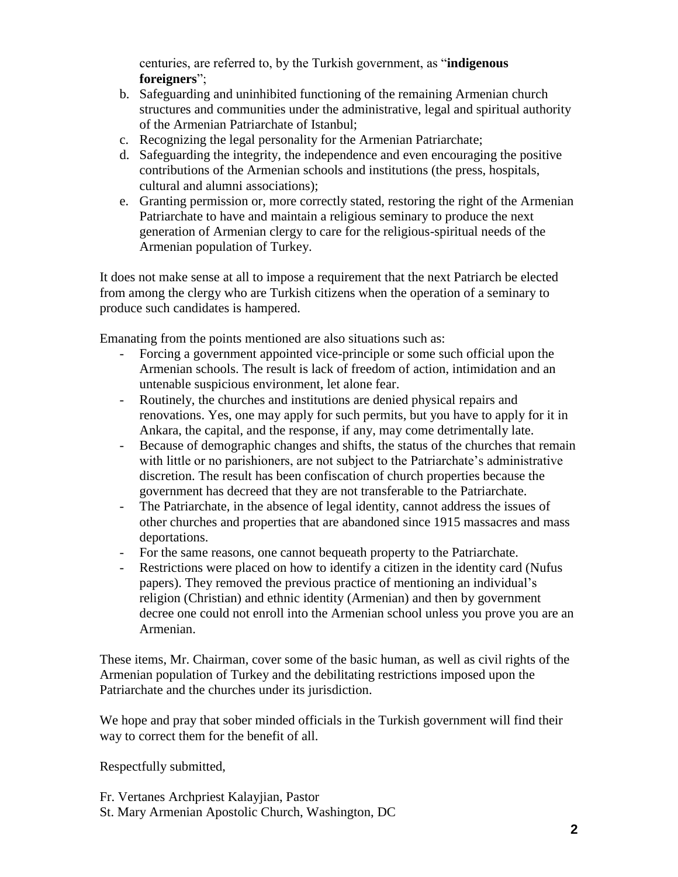centuries, are referred to, by the Turkish government, as "**indigenous foreigners**";

b. Safeguarding and uninhibited functioning of the remaining Armenian church structures and communities under the administrative, legal and spiritual authority of the Armenian Patriarchate of Istanbul;
c. Recognizing the legal personality for the Armenian Patriarchate;
d. Safeguarding the integrity, the independence and even encouraging the positive contributions of the Armenian schools and institutions (the press, hospitals, cultural and alumni associations);
e. Granting permission or, more correctly stated, restoring the right of the Armenian Patriarchate to have and maintain a religious seminary to produce the next generation of Armenian clergy to care for the religious-spiritual needs of the Armenian population of Turkey.

It does not make sense at all to impose a requirement that the next Patriarch be elected from among the clergy who are Turkish citizens when the operation of a seminary to produce such candidates is hampered.

Emanating from the points mentioned are also situations such as:

- Forcing a government appointed vice-principle or some such official upon the Armenian schools. The result is lack of freedom of action, intimidation and an untenable suspicious environment, let alone fear.
- Routinely, the churches and institutions are denied physical repairs and renovations. Yes, one may apply for such permits, but you have to apply for it in Ankara, the capital, and the response, if any, may come detrimentally late.
- Because of demographic changes and shifts, the status of the churches that remain with little or no parishioners, are not subject to the Patriarchate's administrative discretion. The result has been confiscation of church properties because the government has decreed that they are not transferable to the Patriarchate.
- The Patriarchate, in the absence of legal identity, cannot address the issues of other churches and properties that are abandoned since 1915 massacres and mass deportations.
- For the same reasons, one cannot bequeath property to the Patriarchate.
- Restrictions were placed on how to identify a citizen in the identity card (Nufus papers). They removed the previous practice of mentioning an individual's religion (Christian) and ethnic identity (Armenian) and then by government decree one could not enroll into the Armenian school unless you prove you are an Armenian.

These items, Mr. Chairman, cover some of the basic human, as well as civil rights of the Armenian population of Turkey and the debilitating restrictions imposed upon the Patriarchate and the churches under its jurisdiction.

We hope and pray that sober minded officials in the Turkish government will find their way to correct them for the benefit of all.

Respectfully submitted,

Fr. Vertanes Archpriest Kalayjian, Pastor
St. Mary Armenian Apostolic Church, Washington, DC